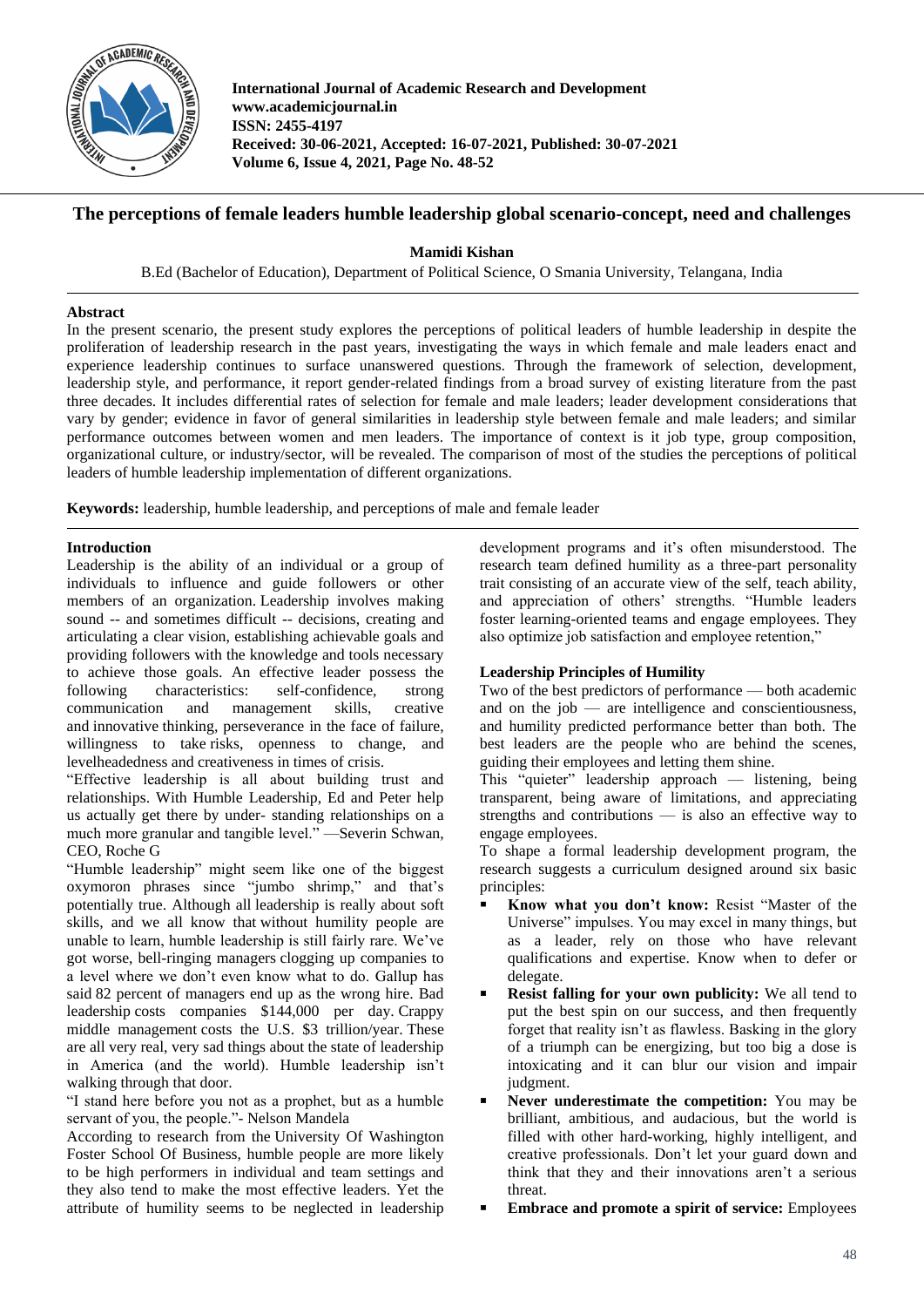International Journal of Academic Research and Development
www.academicjournal.in
ISSN: 2455-4197
Received: 30-06-2021, Accepted: 16-07-2021, Published: 30-07-2021
Volume 6, Issue 4, 2021, Page No. 48-52

# The perceptions of female leaders humble leadership global scenario-concept, need and challenges

**Mamidi Kishan**

B.Ed (Bachelor of Education), Department of Political Science, O Smania University, Telangana, India

---

**Abstract**

In the present scenario, the present study explores the perceptions of political leaders of humble leadership in despite the proliferation of leadership research in the past years, investigating the ways in which female and male leaders enact and experience leadership continues to surface unanswered questions. Through the framework of selection, development, leadership style, and performance, it report gender-related findings from a broad survey of existing literature from the past three decades. It includes differential rates of selection for female and male leaders; leader development considerations that vary by gender; evidence in favor of general similarities in leadership style between female and male leaders; and similar performance outcomes between women and men leaders. The importance of context is it job type, group composition, organizational culture, or industry/sector, will be revealed. The comparison of most of the studies the perceptions of political leaders of humble leadership implementation of different organizations.

**Keywords:** leadership, humble leadership, and perceptions of male and female leader

---

## Introduction

Leadership is the ability of an individual or a group of individuals to influence and guide followers or other members of an organization. Leadership involves making sound -- and sometimes difficult -- decisions, creating and articulating a clear vision, establishing achievable goals and providing followers with the knowledge and tools necessary to achieve those goals. An effective leader possess the following characteristics: self-confidence, strong communication and management skills, creative and innovative thinking, perseverance in the face of failure, willingness to take risks, openness to change, and levelheadedness and creativeness in times of crisis.

"Effective leadership is all about building trust and relationships. With Humble Leadership, Ed and Peter help us actually get there by under- standing relationships on a much more granular and tangible level." —Severin Schwan, CEO, Roche G

"Humble leadership" might seem like one of the biggest oxymoron phrases since "jumbo shrimp," and that's potentially true. Although all leadership is really about soft skills, and we all know that without humility people are unable to learn, humble leadership is still fairly rare. We've got worse, bell-ringing managers clogging up companies to a level where we don't even know what to do. Gallup has said 82 percent of managers end up as the wrong hire. Bad leadership costs companies $144,000 per day. Crappy middle management costs the U.S. $3 trillion/year. These are all very real, very sad things about the state of leadership in America (and the world). Humble leadership isn't walking through that door.

"I stand here before you not as a prophet, but as a humble servant of you, the people."- Nelson Mandela

According to research from the University Of Washington Foster School Of Business, humble people are more likely to be high performers in individual and team settings and they also tend to make the most effective leaders. Yet the attribute of humility seems to be neglected in leadership development programs and it's often misunderstood. The research team defined humility as a three-part personality trait consisting of an accurate view of the self, teach ability, and appreciation of others' strengths. "Humble leaders foster learning-oriented teams and engage employees. They also optimize job satisfaction and employee retention,"

## Leadership Principles of Humility

Two of the best predictors of performance — both academic and on the job — are intelligence and conscientiousness, and humility predicted performance better than both. The best leaders are the people who are behind the scenes, guiding their employees and letting them shine.

This "quieter" leadership approach — listening, being transparent, being aware of limitations, and appreciating strengths and contributions — is also an effective way to engage employees.

To shape a formal leadership development program, the research suggests a curriculum designed around six basic principles:

- **Know what you don't know:** Resist "Master of the Universe" impulses. You may excel in many things, but as a leader, rely on those who have relevant qualifications and expertise. Know when to defer or delegate.
- **Resist falling for your own publicity:** We all tend to put the best spin on our success, and then frequently forget that reality isn't as flawless. Basking in the glory of a triumph can be energizing, but too big a dose is intoxicating and it can blur our vision and impair judgment.
- **Never underestimate the competition:** You may be brilliant, ambitious, and audacious, but the world is filled with other hard-working, highly intelligent, and creative professionals. Don't let your guard down and think that they and their innovations aren't a serious threat.
- **Embrace and promote a spirit of service:** Employees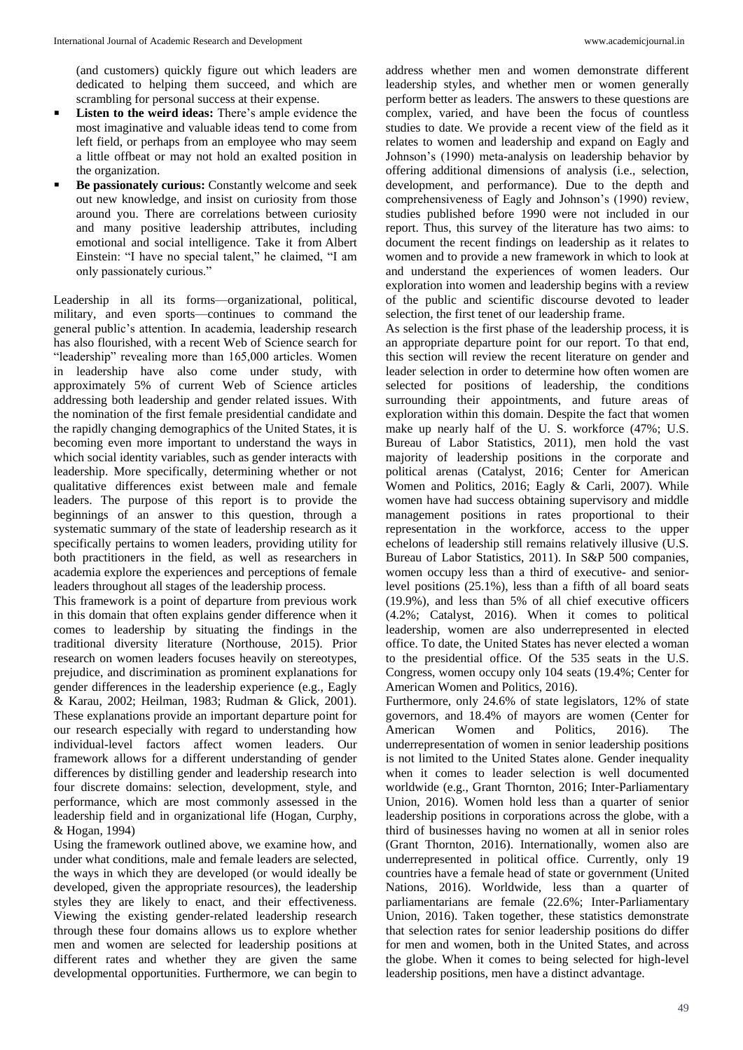(and customers) quickly figure out which leaders are dedicated to helping them succeed, and which are scrambling for personal success at their expense.

- **Listen to the weird ideas:** There's ample evidence the most imaginative and valuable ideas tend to come from left field, or perhaps from an employee who may seem a little offbeat or may not hold an exalted position in the organization.
- **Be passionately curious:** Constantly welcome and seek out new knowledge, and insist on curiosity from those around you. There are correlations between curiosity and many positive leadership attributes, including emotional and social intelligence. Take it from Albert Einstein: "I have no special talent," he claimed, "I am only passionately curious."

Leadership in all its forms—organizational, political, military, and even sports—continues to command the general public's attention. In academia, leadership research has also flourished, with a recent Web of Science search for "leadership" revealing more than 165,000 articles. Women in leadership have also come under study, with approximately 5% of current Web of Science articles addressing both leadership and gender related issues. With the nomination of the first female presidential candidate and the rapidly changing demographics of the United States, it is becoming even more important to understand the ways in which social identity variables, such as gender interacts with leadership. More specifically, determining whether or not qualitative differences exist between male and female leaders. The purpose of this report is to provide the beginnings of an answer to this question, through a systematic summary of the state of leadership research as it specifically pertains to women leaders, providing utility for both practitioners in the field, as well as researchers in academia explore the experiences and perceptions of female leaders throughout all stages of the leadership process.

This framework is a point of departure from previous work in this domain that often explains gender difference when it comes to leadership by situating the findings in the traditional diversity literature (Northouse, 2015). Prior research on women leaders focuses heavily on stereotypes, prejudice, and discrimination as prominent explanations for gender differences in the leadership experience (e.g., Eagly & Karau, 2002; Heilman, 1983; Rudman & Glick, 2001). These explanations provide an important departure point for our research especially with regard to understanding how individual-level factors affect women leaders. Our framework allows for a different understanding of gender differences by distilling gender and leadership research into four discrete domains: selection, development, style, and performance, which are most commonly assessed in the leadership field and in organizational life (Hogan, Curphy, & Hogan, 1994)

Using the framework outlined above, we examine how, and under what conditions, male and female leaders are selected, the ways in which they are developed (or would ideally be developed, given the appropriate resources), the leadership styles they are likely to enact, and their effectiveness. Viewing the existing gender-related leadership research through these four domains allows us to explore whether men and women are selected for leadership positions at different rates and whether they are given the same developmental opportunities. Furthermore, we can begin to address whether men and women demonstrate different leadership styles, and whether men or women generally perform better as leaders. The answers to these questions are complex, varied, and have been the focus of countless studies to date. We provide a recent view of the field as it relates to women and leadership and expand on Eagly and Johnson's (1990) meta-analysis on leadership behavior by offering additional dimensions of analysis (i.e., selection, development, and performance). Due to the depth and comprehensiveness of Eagly and Johnson's (1990) review, studies published before 1990 were not included in our report. Thus, this survey of the literature has two aims: to document the recent findings on leadership as it relates to women and to provide a new framework in which to look at and understand the experiences of women leaders. Our exploration into women and leadership begins with a review of the public and scientific discourse devoted to leader selection, the first tenet of our leadership frame.

As selection is the first phase of the leadership process, it is an appropriate departure point for our report. To that end, this section will review the recent literature on gender and leader selection in order to determine how often women are selected for positions of leadership, the conditions surrounding their appointments, and future areas of exploration within this domain. Despite the fact that women make up nearly half of the U. S. workforce (47%; U.S. Bureau of Labor Statistics, 2011), men hold the vast majority of leadership positions in the corporate and political arenas (Catalyst, 2016; Center for American Women and Politics, 2016; Eagly & Carli, 2007). While women have had success obtaining supervisory and middle management positions in rates proportional to their representation in the workforce, access to the upper echelons of leadership still remains relatively illusive (U.S. Bureau of Labor Statistics, 2011). In S&P 500 companies, women occupy less than a third of executive- and senior-level positions (25.1%), less than a fifth of all board seats (19.9%), and less than 5% of all chief executive officers (4.2%; Catalyst, 2016). When it comes to political leadership, women are also underrepresented in elected office. To date, the United States has never elected a woman to the presidential office. Of the 535 seats in the U.S. Congress, women occupy only 104 seats (19.4%; Center for American Women and Politics, 2016).

Furthermore, only 24.6% of state legislators, 12% of state governors, and 18.4% of mayors are women (Center for American Women and Politics, 2016). The underrepresentation of women in senior leadership positions is not limited to the United States alone. Gender inequality when it comes to leader selection is well documented worldwide (e.g., Grant Thornton, 2016; Inter-Parliamentary Union, 2016). Women hold less than a quarter of senior leadership positions in corporations across the globe, with a third of businesses having no women at all in senior roles (Grant Thornton, 2016). Internationally, women also are underrepresented in political office. Currently, only 19 countries have a female head of state or government (United Nations, 2016). Worldwide, less than a quarter of parliamentarians are female (22.6%; Inter-Parliamentary Union, 2016). Taken together, these statistics demonstrate that selection rates for senior leadership positions do differ for men and women, both in the United States, and across the globe. When it comes to being selected for high-level leadership positions, men have a distinct advantage.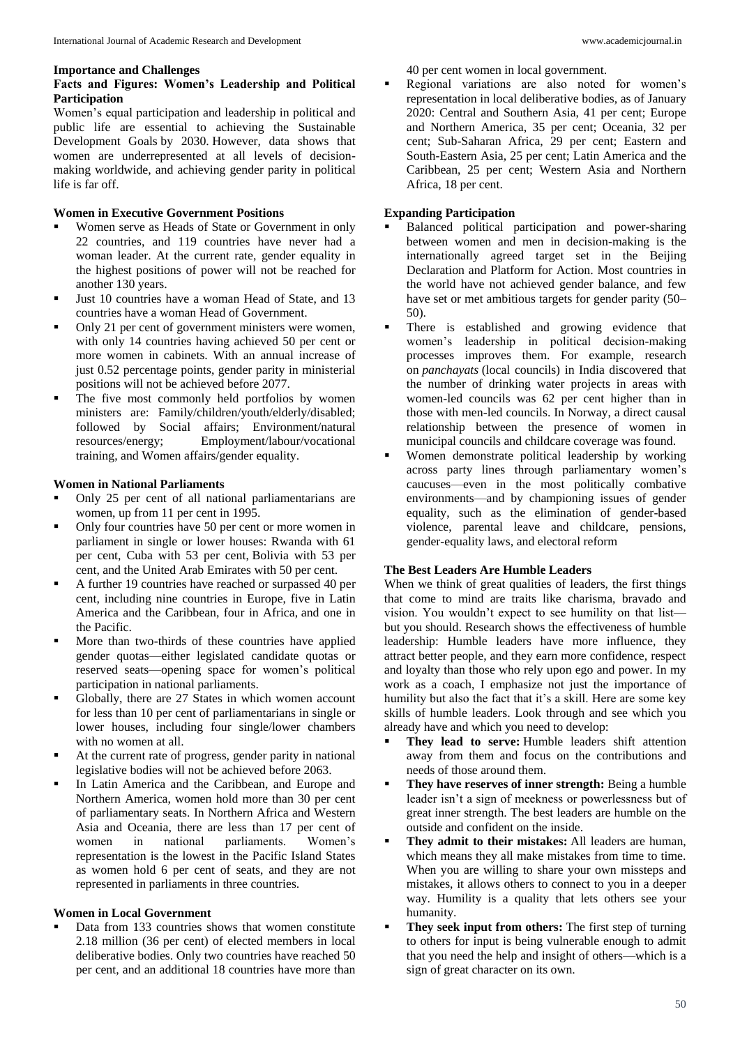### Importance and Challenges

#### Facts and Figures: Women's Leadership and Political Participation

Women's equal participation and leadership in political and public life are essential to achieving the Sustainable Development Goals by 2030. However, data shows that women are underrepresented at all levels of decision-making worldwide, and achieving gender parity in political life is far off.

#### Women in Executive Government Positions

- Women serve as Heads of State or Government in only 22 countries, and 119 countries have never had a woman leader. At the current rate, gender equality in the highest positions of power will not be reached for another 130 years.
- Just 10 countries have a woman Head of State, and 13 countries have a woman Head of Government.
- Only 21 per cent of government ministers were women, with only 14 countries having achieved 50 per cent or more women in cabinets. With an annual increase of just 0.52 percentage points, gender parity in ministerial positions will not be achieved before 2077.
- The five most commonly held portfolios by women ministers are: Family/children/youth/elderly/disabled; followed by Social affairs; Environment/natural resources/energy; Employment/labour/vocational training, and Women affairs/gender equality.

#### Women in National Parliaments

- Only 25 per cent of all national parliamentarians are women, up from 11 per cent in 1995.
- Only four countries have 50 per cent or more women in parliament in single or lower houses: Rwanda with 61 per cent, Cuba with 53 per cent, Bolivia with 53 per cent, and the United Arab Emirates with 50 per cent.
- A further 19 countries have reached or surpassed 40 per cent, including nine countries in Europe, five in Latin America and the Caribbean, four in Africa, and one in the Pacific.
- More than two-thirds of these countries have applied gender quotas—either legislated candidate quotas or reserved seats—opening space for women's political participation in national parliaments.
- Globally, there are 27 States in which women account for less than 10 per cent of parliamentarians in single or lower houses, including four single/lower chambers with no women at all.
- At the current rate of progress, gender parity in national legislative bodies will not be achieved before 2063.
- In Latin America and the Caribbean, and Europe and Northern America, women hold more than 30 per cent of parliamentary seats. In Northern Africa and Western Asia and Oceania, there are less than 17 per cent of women in national parliaments. Women's representation is the lowest in the Pacific Island States as women hold 6 per cent of seats, and they are not represented in parliaments in three countries.

#### Women in Local Government

- Data from 133 countries shows that women constitute 2.18 million (36 per cent) of elected members in local deliberative bodies. Only two countries have reached 50 per cent, and an additional 18 countries have more than 40 per cent women in local government.
- Regional variations are also noted for women's representation in local deliberative bodies, as of January 2020: Central and Southern Asia, 41 per cent; Europe and Northern America, 35 per cent; Oceania, 32 per cent; Sub-Saharan Africa, 29 per cent; Eastern and South-Eastern Asia, 25 per cent; Latin America and the Caribbean, 25 per cent; Western Asia and Northern Africa, 18 per cent.

#### Expanding Participation

- Balanced political participation and power-sharing between women and men in decision-making is the internationally agreed target set in the Beijing Declaration and Platform for Action. Most countries in the world have not achieved gender balance, and few have set or met ambitious targets for gender parity (50–50).
- There is established and growing evidence that women's leadership in political decision-making processes improves them. For example, research on *panchayats* (local councils) in India discovered that the number of drinking water projects in areas with women-led councils was 62 per cent higher than in those with men-led councils. In Norway, a direct causal relationship between the presence of women in municipal councils and childcare coverage was found.
- Women demonstrate political leadership by working across party lines through parliamentary women's caucuses—even in the most politically combative environments—and by championing issues of gender equality, such as the elimination of gender-based violence, parental leave and childcare, pensions, gender-equality laws, and electoral reform

### The Best Leaders Are Humble Leaders

When we think of great qualities of leaders, the first things that come to mind are traits like charisma, bravado and vision. You wouldn't expect to see humility on that list—but you should. Research shows the effectiveness of humble leadership: Humble leaders have more influence, they attract better people, and they earn more confidence, respect and loyalty than those who rely upon ego and power. In my work as a coach, I emphasize not just the importance of humility but also the fact that it's a skill. Here are some key skills of humble leaders. Look through and see which you already have and which you need to develop:

- **They lead to serve:** Humble leaders shift attention away from them and focus on the contributions and needs of those around them.
- **They have reserves of inner strength:** Being a humble leader isn't a sign of meekness or powerlessness but of great inner strength. The best leaders are humble on the outside and confident on the inside.
- **They admit to their mistakes:** All leaders are human, which means they all make mistakes from time to time. When you are willing to share your own missteps and mistakes, it allows others to connect to you in a deeper way. Humility is a quality that lets others see your humanity.
- **They seek input from others:** The first step of turning to others for input is being vulnerable enough to admit that you need the help and insight of others—which is a sign of great character on its own.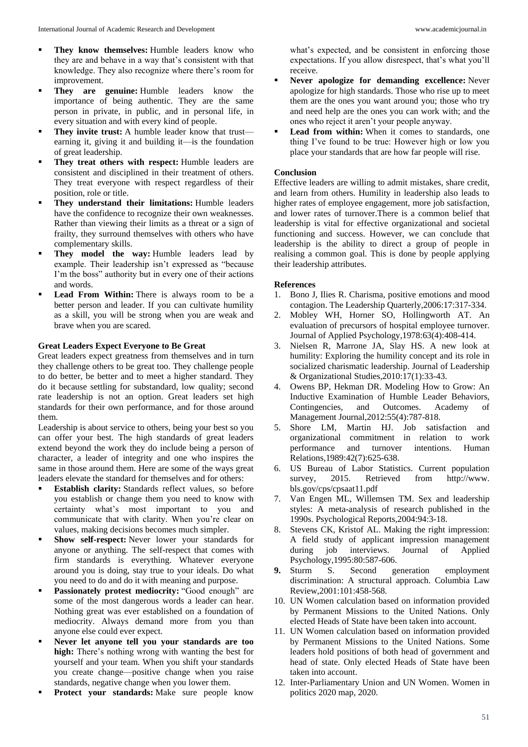- **They know themselves:** Humble leaders know who they are and behave in a way that's consistent with that knowledge. They also recognize where there's room for improvement.
- **They are genuine:** Humble leaders know the importance of being authentic. They are the same person in private, in public, and in personal life, in every situation and with every kind of people.
- **They invite trust:** A humble leader know that trust—earning it, giving it and building it—is the foundation of great leadership.
- **They treat others with respect:** Humble leaders are consistent and disciplined in their treatment of others. They treat everyone with respect regardless of their position, role or title.
- **They understand their limitations:** Humble leaders have the confidence to recognize their own weaknesses. Rather than viewing their limits as a threat or a sign of frailty, they surround themselves with others who have complementary skills.
- **They model the way:** Humble leaders lead by example. Their leadership isn't expressed as "because I'm the boss" authority but in every one of their actions and words.
- **Lead From Within:** There is always room to be a better person and leader. If you can cultivate humility as a skill, you will be strong when you are weak and brave when you are scared.

### Great Leaders Expect Everyone to Be Great

Great leaders expect greatness from themselves and in turn they challenge others to be great too. They challenge people to do better, be better and to meet a higher standard. They do it because settling for substandard, low quality; second rate leadership is not an option. Great leaders set high standards for their own performance, and for those around them.

Leadership is about service to others, being your best so you can offer your best. The high standards of great leaders extend beyond the work they do include being a person of character, a leader of integrity and one who inspires the same in those around them. Here are some of the ways great leaders elevate the standard for themselves and for others:

- **Establish clarity:** Standards reflect values, so before you establish or change them you need to know with certainty what's most important to you and communicate that with clarity. When you're clear on values, making decisions becomes much simpler.
- **Show self-respect:** Never lower your standards for anyone or anything. The self-respect that comes with firm standards is everything. Whatever everyone around you is doing, stay true to your ideals. Do what you need to do and do it with meaning and purpose.
- **Passionately protest mediocrity:** "Good enough" are some of the most dangerous words a leader can hear. Nothing great was ever established on a foundation of mediocrity. Always demand more from you than anyone else could ever expect.
- **Never let anyone tell you your standards are too high:** There's nothing wrong with wanting the best for yourself and your team. When you shift your standards you create change—positive change when you raise standards, negative change when you lower them.
- **Protect your standards:** Make sure people know what's expected, and be consistent in enforcing those expectations. If you allow disrespect, that's what you'll receive.
- **Never apologize for demanding excellence:** Never apologize for high standards. Those who rise up to meet them are the ones you want around you; those who try and need help are the ones you can work with; and the ones who reject it aren't your people anyway.
- **Lead from within:** When it comes to standards, one thing I've found to be true: However high or low you place your standards that are how far people will rise.

### Conclusion

Effective leaders are willing to admit mistakes, share credit, and learn from others. Humility in leadership also leads to higher rates of employee engagement, more job satisfaction, and lower rates of turnover.There is a common belief that leadership is vital for effective organizational and societal functioning and success. However, we can conclude that leadership is the ability to direct a group of people in realising a common goal. This is done by people applying their leadership attributes.

### References

1. Bono J, Ilies R. Charisma, positive emotions and mood contagion. The Leadership Quarterly,2006:17:317-334.
2. Mobley WH, Horner SO, Hollingworth AT. An evaluation of precursors of hospital employee turnover. Journal of Applied Psychology,1978:63(4):408-414.
3. Nielsen R, Marrone JA, Slay HS. A new look at humility: Exploring the humility concept and its role in socialized charismatic leadership. Journal of Leadership & Organizational Studies,2010:17(1):33-43.
4. Owens BP, Hekman DR. Modeling How to Grow: An Inductive Examination of Humble Leader Behaviors, Contingencies, and Outcomes. Academy of Management Journal,2012:55(4):787-818.
5. Shore LM, Martin HJ. Job satisfaction and organizational commitment in relation to work performance and turnover intentions. Human Relations,1989:42(7):625-638.
6. US Bureau of Labor Statistics. Current population survey, 2015. Retrieved from http://www.bls.gov/cps/cpsaat11.pdf
7. Van Engen ML, Willemsen TM. Sex and leadership styles: A meta-analysis of research published in the 1990s. Psychological Reports,2004:94:3-18.
8. Stevens CK, Kristof AL. Making the right impression: A field study of applicant impression management during job interviews. Journal of Applied Psychology,1995:80:587-606.
9. Sturm S. Second generation employment discrimination: A structural approach. Columbia Law Review,2001:101:458-568.
10. UN Women calculation based on information provided by Permanent Missions to the United Nations. Only elected Heads of State have been taken into account.
11. UN Women calculation based on information provided by Permanent Missions to the United Nations. Some leaders hold positions of both head of government and head of state. Only elected Heads of State have been taken into account.
12. Inter-Parliamentary Union and UN Women. Women in politics 2020 map, 2020.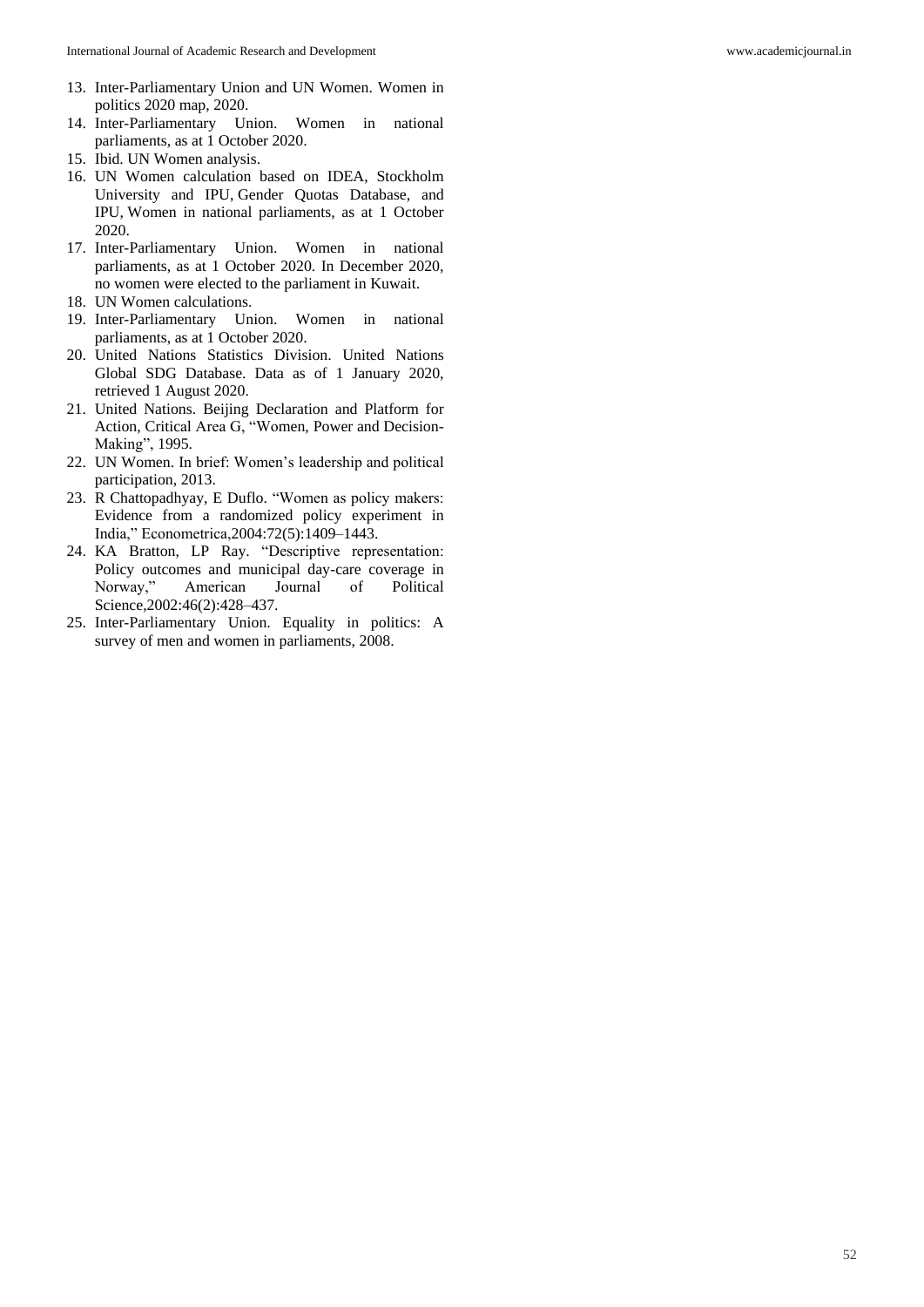13. Inter-Parliamentary Union and UN Women. Women in politics 2020 map, 2020.
14. Inter-Parliamentary Union. Women in national parliaments, as at 1 October 2020.
15. Ibid. UN Women analysis.
16. UN Women calculation based on IDEA, Stockholm University and IPU, Gender Quotas Database, and IPU, Women in national parliaments, as at 1 October 2020.
17. Inter-Parliamentary Union. Women in national parliaments, as at 1 October 2020. In December 2020, no women were elected to the parliament in Kuwait.
18. UN Women calculations.
19. Inter-Parliamentary Union. Women in national parliaments, as at 1 October 2020.
20. United Nations Statistics Division. United Nations Global SDG Database. Data as of 1 January 2020, retrieved 1 August 2020.
21. United Nations. Beijing Declaration and Platform for Action, Critical Area G, "Women, Power and Decision-Making", 1995.
22. UN Women. In brief: Women's leadership and political participation, 2013.
23. R Chattopadhyay, E Duflo. "Women as policy makers: Evidence from a randomized policy experiment in India," Econometrica,2004:72(5):1409–1443.
24. KA Bratton, LP Ray. "Descriptive representation: Policy outcomes and municipal day-care coverage in Norway," American Journal of Political Science,2002:46(2):428–437.
25. Inter-Parliamentary Union. Equality in politics: A survey of men and women in parliaments, 2008.